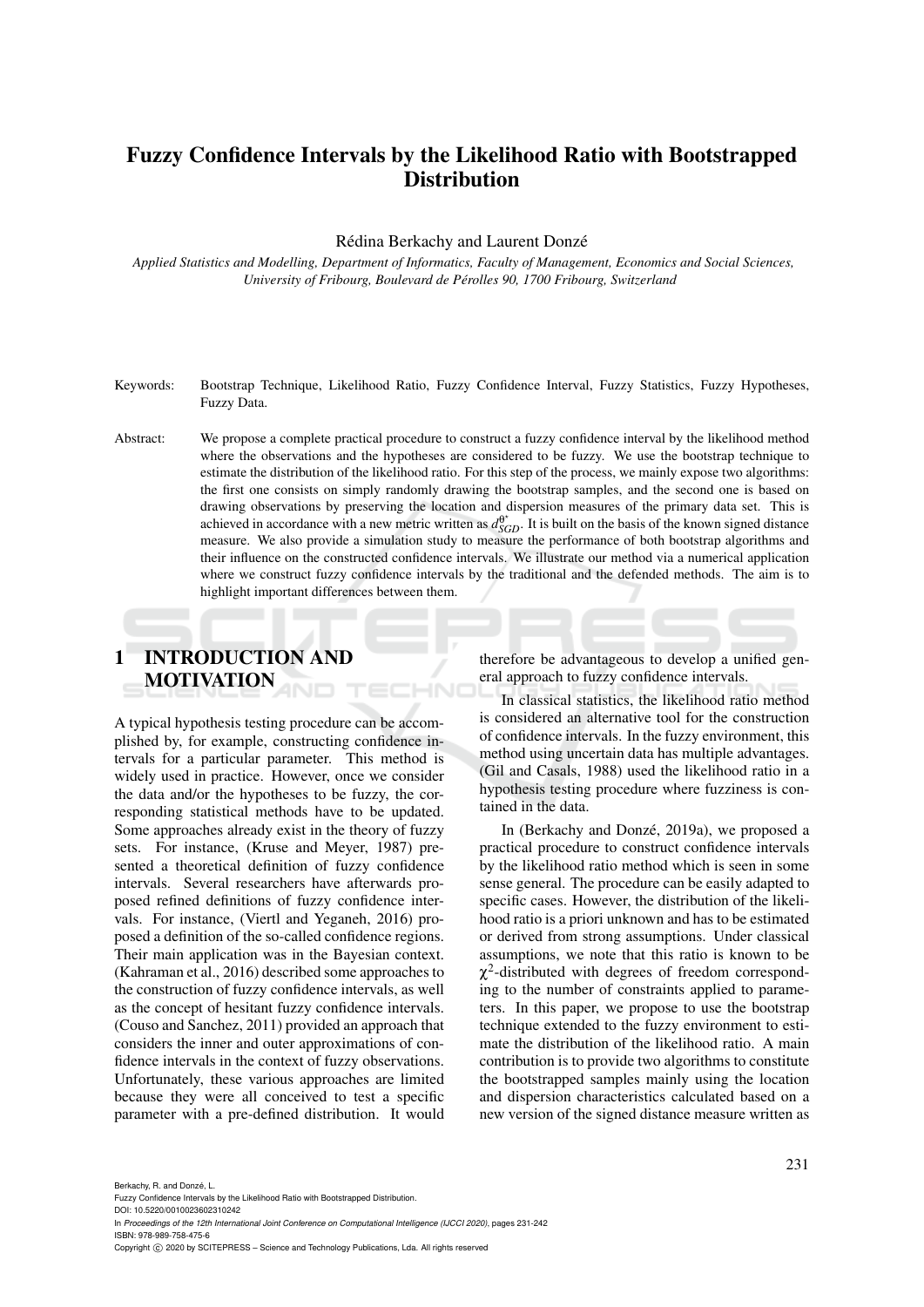# Fuzzy Confidence Intervals by the Likelihood Ratio with Bootstrapped Distribution

Rédina Berkachy and Laurent Donzé

*Applied Statistics and Modelling, Department of Informatics, Faculty of Management, Economics and Social Sciences, University of Fribourg, Boulevard de Pérolles 90, 1700 Fribourg, Switzerland*

Keywords: Bootstrap Technique, Likelihood Ratio, Fuzzy Confidence Interval, Fuzzy Statistics, Fuzzy Hypotheses, Fuzzy Data.

Abstract: We propose a complete practical procedure to construct a fuzzy confidence interval by the likelihood method where the observations and the hypotheses are considered to be fuzzy. We use the bootstrap technique to estimate the distribution of the likelihood ratio. For this step of the process, we mainly expose two algorithms: the first one consists on simply randomly drawing the bootstrap samples, and the second one is based on drawing observations by preserving the location and dispersion measures of the primary data set. This is achieved in accordance with a new metric written as $d_{SGD}^{\theta^*}$. It is built on the basis of the known signed distance measure. We also provide a simulation study to measure the performance of both bootstrap algorithms and their influence on the constructed confidence intervals. We illustrate our method via a numerical application where we construct fuzzy confidence intervals by the traditional and the defended methods. The aim is to highlight important differences between them.

## 1 INTRODUCTION AND MOTIVATION

A typical hypothesis testing procedure can be accomplished by, for example, constructing confidence intervals for a particular parameter. This method is widely used in practice. However, once we consider the data and/or the hypotheses to be fuzzy, the corresponding statistical methods have to be updated. Some approaches already exist in the theory of fuzzy sets. For instance, (Kruse and Meyer, 1987) presented a theoretical definition of fuzzy confidence intervals. Several researchers have afterwards proposed refined definitions of fuzzy confidence intervals. For instance, (Viertl and Yeganeh, 2016) proposed a definition of the so-called confidence regions. Their main application was in the Bayesian context. (Kahraman et al., 2016) described some approaches to the construction of fuzzy confidence intervals, as well as the concept of hesitant fuzzy confidence intervals. (Couso and Sanchez, 2011) provided an approach that considers the inner and outer approximations of confidence intervals in the context of fuzzy observations. Unfortunately, these various approaches are limited because they were all conceived to test a specific parameter with a pre-defined distribution. It would therefore be advantageous to develop a unified general approach to fuzzy confidence intervals.

In classical statistics, the likelihood ratio method is considered an alternative tool for the construction of confidence intervals. In the fuzzy environment, this method using uncertain data has multiple advantages. (Gil and Casals, 1988) used the likelihood ratio in a hypothesis testing procedure where fuzziness is contained in the data.

In (Berkachy and Donzé, 2019a), we proposed a practical procedure to construct confidence intervals by the likelihood ratio method which is seen in some sense general. The procedure can be easily adapted to specific cases. However, the distribution of the likelihood ratio is a priori unknown and has to be estimated or derived from strong assumptions. Under classical assumptions, we note that this ratio is known to be $\chi^2$-distributed with degrees of freedom corresponding to the number of constraints applied to parameters. In this paper, we propose to use the bootstrap technique extended to the fuzzy environment to estimate the distribution of the likelihood ratio. A main contribution is to provide two algorithms to constitute the bootstrapped samples mainly using the location and dispersion characteristics calculated based on a new version of the signed distance measure written as

Berkachy, R. and Donzé, L.
Fuzzy Confidence Intervals by the Likelihood Ratio with Bootstrapped Distribution.
DOI: 10.5220/0010023602310242
In *Proceedings of the 12th International Joint Conference on Computational Intelligence (IJCCI 2020)*, pages 231-242
ISBN: 978-989-758-475-6
Copyright © 2020 by SCITEPRESS – Science and Technology Publications, Lda. All rights reserved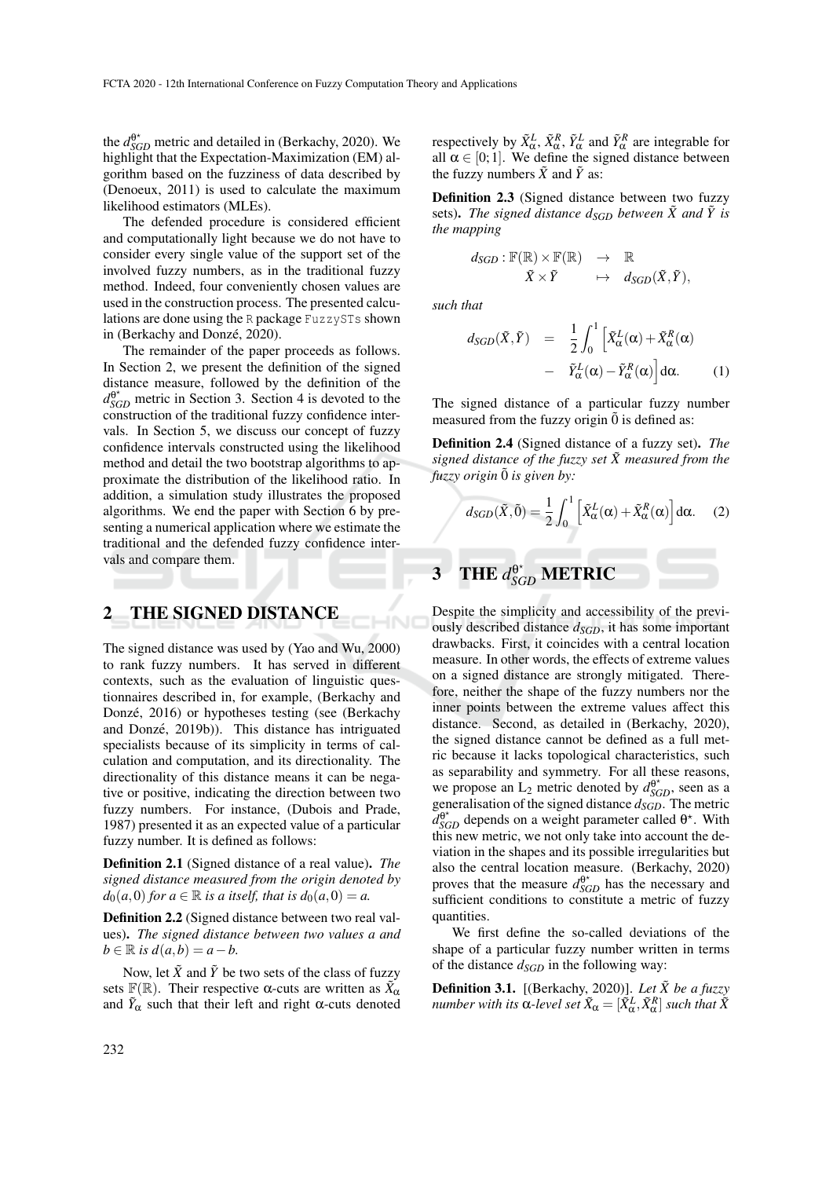the $d_{SGD}^{\theta^\star}$ metric and detailed in (Berkachy, 2020). We highlight that the Expectation-Maximization (EM) algorithm based on the fuzziness of data described by (Denoeux, 2011) is used to calculate the maximum likelihood estimators (MLEs).

The defended procedure is considered efficient and computationally light because we do not have to consider every single value of the support set of the involved fuzzy numbers, as in the traditional fuzzy method. Indeed, four conveniently chosen values are used in the construction process. The presented calculations are done using the R package FuzzySTs shown in (Berkachy and Donzé, 2020).

The remainder of the paper proceeds as follows. In Section 2, we present the definition of the signed distance measure, followed by the definition of the $d_{SGD}^{\theta^\star}$ metric in Section 3. Section 4 is devoted to the construction of the traditional fuzzy confidence intervals. In Section 5, we discuss our concept of fuzzy confidence intervals constructed using the likelihood method and detail the two bootstrap algorithms to approximate the distribution of the likelihood ratio. In addition, a simulation study illustrates the proposed algorithms. We end the paper with Section 6 by presenting a numerical application where we estimate the traditional and the defended fuzzy confidence intervals and compare them.

## 2 THE SIGNED DISTANCE

The signed distance was used by (Yao and Wu, 2000) to rank fuzzy numbers. It has served in different contexts, such as the evaluation of linguistic questionnaires described in, for example, (Berkachy and Donzé, 2016) or hypotheses testing (see (Berkachy and Donzé, 2019b)). This distance has intrigued specialists because of its simplicity in terms of calculation and computation, and its directionality. The directionality of this distance means it can be negative or positive, indicating the direction between two fuzzy numbers. For instance, (Dubois and Prade, 1987) presented it as an expected value of a particular fuzzy number. It is defined as follows:

**Definition 2.1** (Signed distance of a real value)**.** *The signed distance measured from the origin denoted by $d_0(a,0)$ for $a \in \mathbb{R}$ is a itself, that is $d_0(a,0) = a$.*

**Definition 2.2** (Signed distance between two real values)**.** *The signed distance between two values a and $b \in \mathbb{R}$ is $d(a,b) = a - b$.*

Now, let $\tilde{X}$ and $\tilde{Y}$ be two sets of the class of fuzzy sets $\mathbb{F}(\mathbb{R})$. Their respective $\alpha$-cuts are written as $\tilde{X}_\alpha$ and $\tilde{Y}_\alpha$ such that their left and right $\alpha$-cuts denoted respectively by $\tilde{X}_\alpha^L$, $\tilde{X}_\alpha^R$, $\tilde{Y}_\alpha^L$ and $\tilde{Y}_\alpha^R$ are integrable for all $\alpha \in [0;1]$. We define the signed distance between the fuzzy numbers $\tilde{X}$ and $\tilde{Y}$ as:

**Definition 2.3** (Signed distance between two fuzzy sets)**.** *The signed distance $d_{SGD}$ between $\tilde{X}$ and $\tilde{Y}$ is the mapping*

$$
\begin{array}{rcl}
d_{SGD} : \mathbb{F}(\mathbb{R}) \times \mathbb{F}(\mathbb{R}) & \rightarrow & \mathbb{R} \\
\tilde{X} \times \tilde{Y} & \mapsto & d_{SGD}(\tilde{X}, \tilde{Y}),
\end{array}
$$

*such that*

$$
\begin{aligned}
d_{SGD}(\tilde{X}, \tilde{Y}) &= \frac{1}{2} \int_0^1 \Big[ \tilde{X}_\alpha^L(\alpha) + \tilde{X}_\alpha^R(\alpha) \\
&\quad - \tilde{Y}_\alpha^L(\alpha) - \tilde{Y}_\alpha^R(\alpha) \Big] \mathrm{d}\alpha. \qquad (1)
\end{aligned}
$$

The signed distance of a particular fuzzy number measured from the fuzzy origin $\tilde{0}$ is defined as:

**Definition 2.4** (Signed distance of a fuzzy set)**.** *The signed distance of the fuzzy set $\tilde{X}$ measured from the fuzzy origin $\tilde{0}$ is given by:*

$$
d_{SGD}(\tilde{X}, \tilde{0}) = \frac{1}{2} \int_0^1 \Big[ \tilde{X}_\alpha^L(\alpha) + \tilde{X}_\alpha^R(\alpha) \Big] \mathrm{d}\alpha. \qquad (2)
$$

## 3 THE $d_{SGD}^{\theta^\star}$ METRIC

Despite the simplicity and accessibility of the previously described distance $d_{SGD}$, it has some important drawbacks. First, it coincides with a central location measure. In other words, the effects of extreme values on a signed distance are strongly mitigated. Therefore, neither the shape of the fuzzy numbers nor the inner points between the extreme values affect this distance. Second, as detailed in (Berkachy, 2020), the signed distance cannot be defined as a full metric because it lacks topological characteristics, such as separability and symmetry. For all these reasons, we propose an $\mathrm{L}_2$ metric denoted by $d_{SGD}^{\theta^\star}$, seen as a generalisation of the signed distance $d_{SGD}$. The metric $d_{SGD}^{\theta^\star}$ depends on a weight parameter called $\theta^\star$. With this new metric, we not only take into account the deviation in the shapes and its possible irregularities but also the central location measure. (Berkachy, 2020) proves that the measure $d_{SGD}^{\theta^\star}$ has the necessary and sufficient conditions to constitute a metric of fuzzy quantities.

We first define the so-called deviations of the shape of a particular fuzzy number written in terms of the distance $d_{SGD}$ in the following way:

**Definition 3.1.** [(Berkachy, 2020)]. *Let $\tilde{X}$ be a fuzzy number with its $\alpha$-level set $\tilde{X}_\alpha = [\tilde{X}_\alpha^L, \tilde{X}_\alpha^R]$ such that $\tilde{X}$*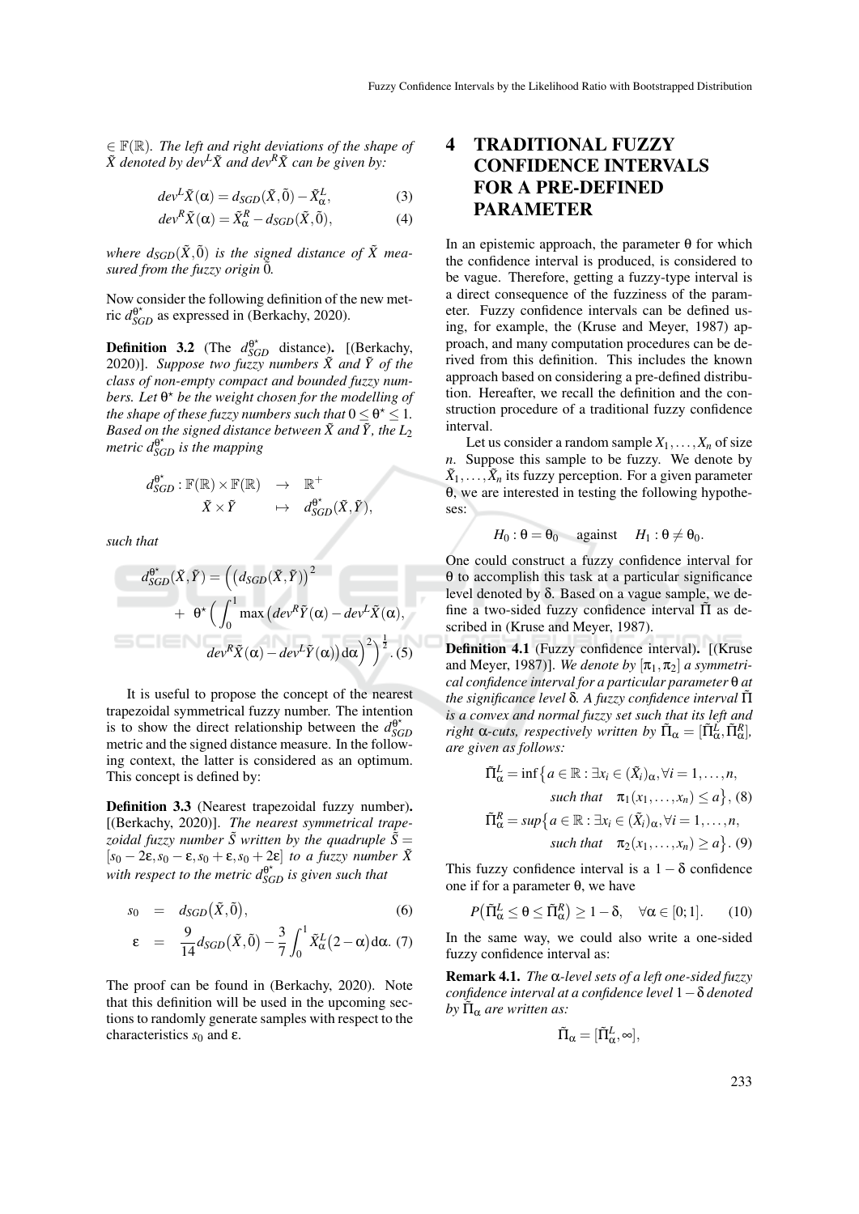$\in \mathbb{F}(\mathbb{R})$. *The left and right deviations of the shape of* $\tilde{X}$ *denoted by* $dev^L\tilde{X}$ *and* $dev^R\tilde{X}$ *can be given by:*

$$dev^L\tilde{X}(\alpha) = d_{SGD}(\tilde{X},\tilde{0}) - \tilde{X}^L_\alpha, \quad (3)$$

$$dev^R\tilde{X}(\alpha) = \tilde{X}^R_\alpha - d_{SGD}(\tilde{X},\tilde{0}), \quad (4)$$

*where* $d_{SGD}(\tilde{X},\tilde{0})$ *is the signed distance of* $\tilde{X}$ *measured from the fuzzy origin* $\tilde{0}$*.*

Now consider the following definition of the new metric $d^{\theta^\star}_{SGD}$ as expressed in (Berkachy, 2020).

**Definition 3.2** (The $d^{\theta^\star}_{SGD}$ distance)**.** [(Berkachy, 2020)]. *Suppose two fuzzy numbers* $\tilde{X}$ *and* $\tilde{Y}$ *of the class of non-empty compact and bounded fuzzy numbers. Let* $\theta^\star$ *be the weight chosen for the modelling of the shape of these fuzzy numbers such that* $0 \le \theta^\star \le 1$*. Based on the signed distance between* $\tilde{X}$ *and* $\tilde{Y}$*, the* $L_2$ *metric* $d^{\theta^\star}_{SGD}$ *is the mapping*

$$\begin{array}{rcl} d^{\theta^\star}_{SGD} : \mathbb{F}(\mathbb{R}) \times \mathbb{F}(\mathbb{R}) & \to & \mathbb{R}^+ \\ \tilde{X} \times \tilde{Y} & \mapsto & d^{\theta^\star}_{SGD}(\tilde{X},\tilde{Y}), \end{array}$$

*such that*

$$d^{\theta^\star}_{SGD}(\tilde{X},\tilde{Y}) = \Big( \big(d_{SGD}(\tilde{X},\tilde{Y})\big)^2 + \theta^\star \Big( \int_0^1 \max\big(dev^R\tilde{Y}(\alpha) - dev^L\tilde{X}(\alpha), dev^R\tilde{X}(\alpha) - dev^L\tilde{Y}(\alpha)\big) \mathrm{d}\alpha \Big)^2 \Big)^{\frac{1}{2}}. \quad (5)$$

It is useful to propose the concept of the nearest trapezoidal symmetrical fuzzy number. The intention is to show the direct relationship between the $d^{\theta^\star}_{SGD}$ metric and the signed distance measure. In the following context, the latter is considered as an optimum. This concept is defined by:

**Definition 3.3** (Nearest trapezoidal fuzzy number)**.** [(Berkachy, 2020)]. *The nearest symmetrical trapezoidal fuzzy number* $\tilde{S}$ *written by the quadruple* $\tilde{S} = [s_0 - 2\varepsilon, s_0 - \varepsilon, s_0 + \varepsilon, s_0 + 2\varepsilon]$ *to a fuzzy number* $\tilde{X}$ *with respect to the metric* $d^{\theta^\star}_{SGD}$ *is given such that*

$$s_0 = d_{SGD}\big(\tilde{X},\tilde{0}\big), \quad (6)$$

$$\varepsilon = \frac{9}{14} d_{SGD}\big(\tilde{X},\tilde{0}\big) - \frac{3}{7}\int_0^1 \tilde{X}^L_\alpha\big(2-\alpha\big)\mathrm{d}\alpha. \quad (7)$$

The proof can be found in (Berkachy, 2020). Note that this definition will be used in the upcoming sections to randomly generate samples with respect to the characteristics $s_0$ and $\varepsilon$.

# 4 TRADITIONAL FUZZY CONFIDENCE INTERVALS FOR A PRE-DEFINED PARAMETER

In an epistemic approach, the parameter $\theta$ for which the confidence interval is produced, is considered to be vague. Therefore, getting a fuzzy-type interval is a direct consequence of the fuzziness of the parameter. Fuzzy confidence intervals can be defined using, for example, the (Kruse and Meyer, 1987) approach, and many computation procedures can be derived from this definition. This includes the known approach based on considering a pre-defined distribution. Hereafter, we recall the definition and the construction procedure of a traditional fuzzy confidence interval.

Let us consider a random sample $X_1,\dots,X_n$ of size $n$. Suppose this sample to be fuzzy. We denote by $\tilde{X}_1,\dots,\tilde{X}_n$ its fuzzy perception. For a given parameter $\theta$, we are interested in testing the following hypotheses:

$$H_0 : \theta = \theta_0 \quad \text{against} \quad H_1 : \theta \neq \theta_0.$$

One could construct a fuzzy confidence interval for $\theta$ to accomplish this task at a particular significance level denoted by $\delta$. Based on a vague sample, we define a two-sided fuzzy confidence interval $\tilde{\Pi}$ as described in (Kruse and Meyer, 1987).

**Definition 4.1** (Fuzzy confidence interval)**.** [(Kruse and Meyer, 1987)]. *We denote by* $[\pi_1,\pi_2]$ *a symmetrical confidence interval for a particular parameter* $\theta$ *at the significance level* $\delta$*. A fuzzy confidence interval* $\tilde{\Pi}$ *is a convex and normal fuzzy set such that its left and right* $\alpha$*-cuts, respectively written by* $\tilde{\Pi}_\alpha = [\tilde{\Pi}^L_\alpha, \tilde{\Pi}^R_\alpha]$*, are given as follows:*

$$\tilde{\Pi}^L_\alpha = \inf\big\{a \in \mathbb{R} : \exists x_i \in (\tilde{X}_i)_\alpha, \forall i = 1,\dots,n, \text{ such that } \pi_1(x_1,\dots,x_n) \le a\big\}, \quad (8)$$

$$\tilde{\Pi}^R_\alpha = \sup\big\{a \in \mathbb{R} : \exists x_i \in (\tilde{X}_i)_\alpha, \forall i = 1,\dots,n, \text{ such that } \pi_2(x_1,\dots,x_n) \ge a\big\}. \quad (9)$$

This fuzzy confidence interval is a $1-\delta$ confidence one if for a parameter $\theta$, we have

$$P\big(\tilde{\Pi}^L_\alpha \le \theta \le \tilde{\Pi}^R_\alpha\big) \ge 1-\delta, \quad \forall \alpha \in [0;1]. \quad (10)$$

In the same way, we could also write a one-sided fuzzy confidence interval as:

**Remark 4.1.** *The* $\alpha$*-level sets of a left one-sided fuzzy confidence interval at a confidence level* $1-\delta$ *denoted by* $\tilde{\Pi}_\alpha$ *are written as:*

$$\tilde{\Pi}_\alpha = [\tilde{\Pi}^L_\alpha, \infty],$$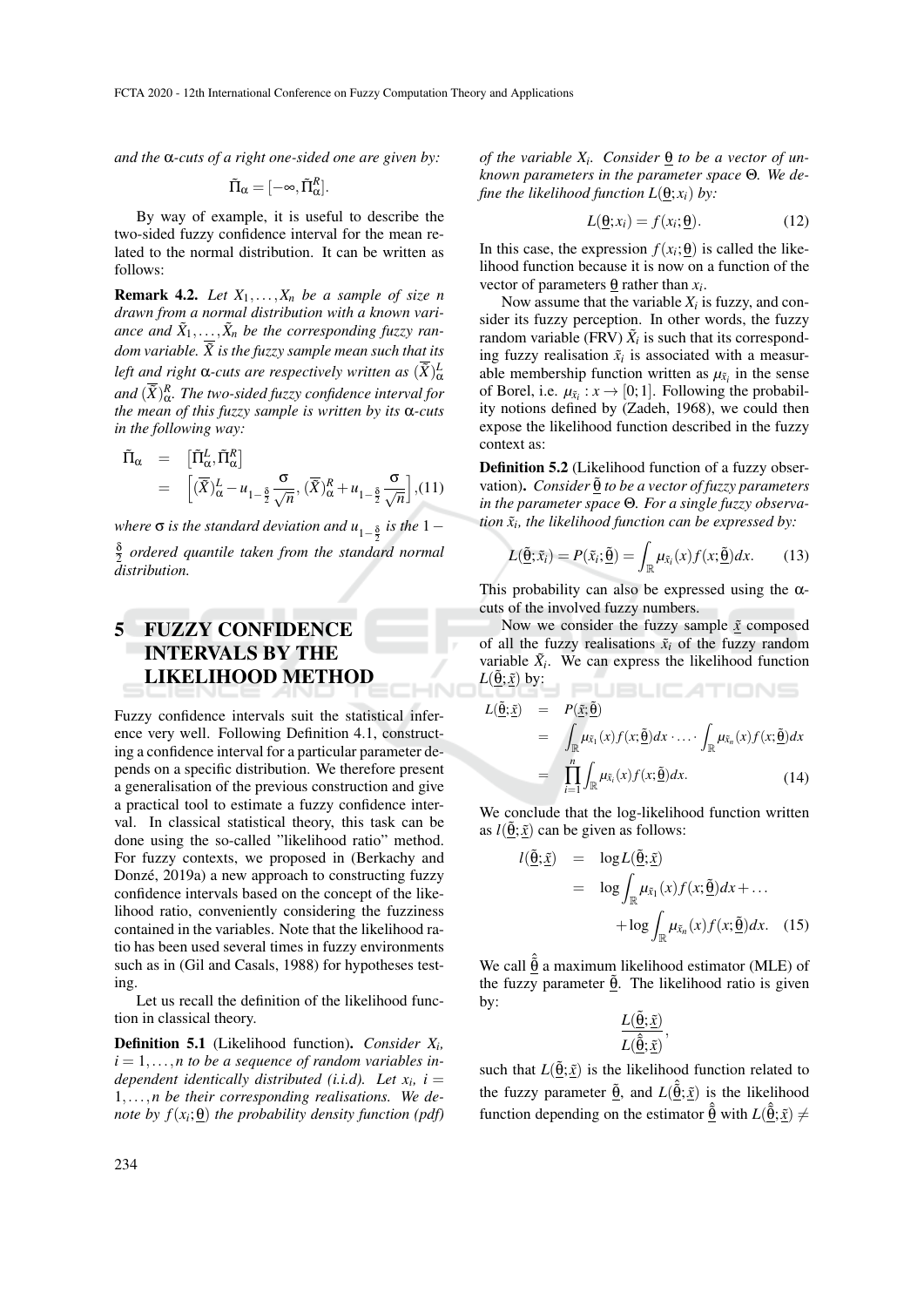*and the* α*-cuts of a right one-sided one are given by:*

$$\tilde{\Pi}_\alpha = [-\infty, \tilde{\Pi}^R_\alpha].$$

By way of example, it is useful to describe the two-sided fuzzy confidence interval for the mean related to the normal distribution. It can be written as follows:

**Remark 4.2.** *Let $X_1, \ldots, X_n$ be a sample of size $n$ drawn from a normal distribution with a known variance and $\tilde{X}_1, \ldots, \tilde{X}_n$ be the corresponding fuzzy random variable. $\tilde{\overline{X}}$ is the fuzzy sample mean such that its left and right $\alpha$-cuts are respectively written as $(\tilde{\overline{X}})^L_\alpha$ and $(\tilde{\overline{X}})^R_\alpha$. The two-sided fuzzy confidence interval for the mean of this fuzzy sample is written by its $\alpha$-cuts in the following way:*

$$\begin{aligned}
\tilde{\Pi}_\alpha &= \left[\tilde{\Pi}^L_\alpha, \tilde{\Pi}^R_\alpha\right] \\
&= \left[(\tilde{\overline{X}})^L_\alpha - u_{1-\frac{\delta}{2}} \frac{\sigma}{\sqrt{n}}, (\tilde{\overline{X}})^R_\alpha + u_{1-\frac{\delta}{2}} \frac{\sigma}{\sqrt{n}}\right], \quad (11)
\end{aligned}$$

*where $\sigma$ is the standard deviation and $u_{1-\frac{\delta}{2}}$ is the $1 - \frac{\delta}{2}$ ordered quantile taken from the standard normal distribution.*

# 5 FUZZY CONFIDENCE INTERVALS BY THE LIKELIHOOD METHOD

Fuzzy confidence intervals suit the statistical inference very well. Following Definition 4.1, constructing a confidence interval for a particular parameter depends on a specific distribution. We therefore present a generalisation of the previous construction and give a practical tool to estimate a fuzzy confidence interval. In classical statistical theory, this task can be done using the so-called "likelihood ratio" method. For fuzzy contexts, we proposed in (Berkachy and Donzé, 2019a) a new approach to constructing fuzzy confidence intervals based on the concept of the likelihood ratio, conveniently considering the fuzziness contained in the variables. Note that the likelihood ratio has been used several times in fuzzy environments such as in (Gil and Casals, 1988) for hypotheses testing.

Let us recall the definition of the likelihood function in classical theory.

**Definition 5.1** (Likelihood function)**.** *Consider $X_i$, $i = 1, \ldots, n$ to be a sequence of random variables independent identically distributed (i.i.d). Let $x_i$, $i = 1, \ldots, n$ be their corresponding realisations. We denote by $f(x_i; \underline{\theta})$ the probability density function (pdf) of the variable $X_i$. Consider $\underline{\theta}$ to be a vector of unknown parameters in the parameter space $\Theta$. We define the likelihood function $L(\underline{\theta}; x_i)$ by:*

$$L(\underline{\theta}; x_i) = f(x_i; \underline{\theta}). \quad (12)$$

In this case, the expression $f(x_i; \underline{\theta})$ is called the likelihood function because it is now on a function of the vector of parameters $\underline{\theta}$ rather than $x_i$.

Now assume that the variable $X_i$ is fuzzy, and consider its fuzzy perception. In other words, the fuzzy random variable (FRV) $\tilde{X}_i$ is such that its corresponding fuzzy realisation $\tilde{x}_i$ is associated with a measurable membership function written as $\mu_{\tilde{x}_i}$ in the sense of Borel, i.e. $\mu_{\tilde{x}_i} : x \rightarrow [0; 1]$. Following the probability notions defined by (Zadeh, 1968), we could then expose the likelihood function described in the fuzzy context as:

**Definition 5.2** (Likelihood function of a fuzzy observation)**.** *Consider $\tilde{\underline{\theta}}$ to be a vector of fuzzy parameters in the parameter space $\Theta$. For a single fuzzy observation $\tilde{x}_i$, the likelihood function can be expressed by:*

$$L(\tilde{\underline{\theta}}; \tilde{x}_i) = P(\tilde{x}_i; \tilde{\underline{\theta}}) = \int_{\mathbb{R}} \mu_{\tilde{x}_i}(x) f(x; \tilde{\underline{\theta}}) dx. \quad (13)$$

This probability can also be expressed using the $\alpha$-cuts of the involved fuzzy numbers.

Now we consider the fuzzy sample $\underline{\tilde{x}}$ composed of all the fuzzy realisations $\tilde{x}_i$ of the fuzzy random variable $\tilde{X}_i$. We can express the likelihood function $L(\tilde{\underline{\theta}}; \underline{\tilde{x}})$ by:

$$\begin{aligned}
L(\tilde{\underline{\theta}}; \underline{\tilde{x}}) &= P(\underline{\tilde{x}}; \tilde{\underline{\theta}}) \\
&= \int_{\mathbb{R}} \mu_{\tilde{x}_1}(x) f(x; \tilde{\underline{\theta}}) dx \cdot \ldots \cdot \int_{\mathbb{R}} \mu_{\tilde{x}_n}(x) f(x; \tilde{\underline{\theta}}) dx \\
&= \prod_{i=1}^{n} \int_{\mathbb{R}} \mu_{\tilde{x}_i}(x) f(x; \tilde{\underline{\theta}}) dx. \quad (14)
\end{aligned}$$

We conclude that the log-likelihood function written as $l(\tilde{\underline{\theta}}; \underline{\tilde{x}})$ can be given as follows:

$$\begin{aligned}
l(\tilde{\underline{\theta}}; \underline{\tilde{x}}) &= \log L(\tilde{\underline{\theta}}; \underline{\tilde{x}}) \\
&= \log \int_{\mathbb{R}} \mu_{\tilde{x}_1}(x) f(x; \tilde{\underline{\theta}}) dx + \ldots \\
&\quad + \log \int_{\mathbb{R}} \mu_{\tilde{x}_n}(x) f(x; \tilde{\underline{\theta}}) dx. \quad (15)
\end{aligned}$$

We call $\hat{\tilde{\underline{\theta}}}$ a maximum likelihood estimator (MLE) of the fuzzy parameter $\tilde{\underline{\theta}}$. The likelihood ratio is given by:

$$\frac{L(\tilde{\underline{\theta}}; \underline{\tilde{x}})}{L(\hat{\tilde{\underline{\theta}}}; \underline{\tilde{x}})},$$

such that $L(\tilde{\underline{\theta}}; \underline{\tilde{x}})$ is the likelihood function related to the fuzzy parameter $\tilde{\underline{\theta}}$, and $L(\hat{\tilde{\underline{\theta}}}; \underline{\tilde{x}})$ is the likelihood function depending on the estimator $\hat{\tilde{\underline{\theta}}}$ with $L(\hat{\tilde{\underline{\theta}}}; \underline{\tilde{x}}) \neq$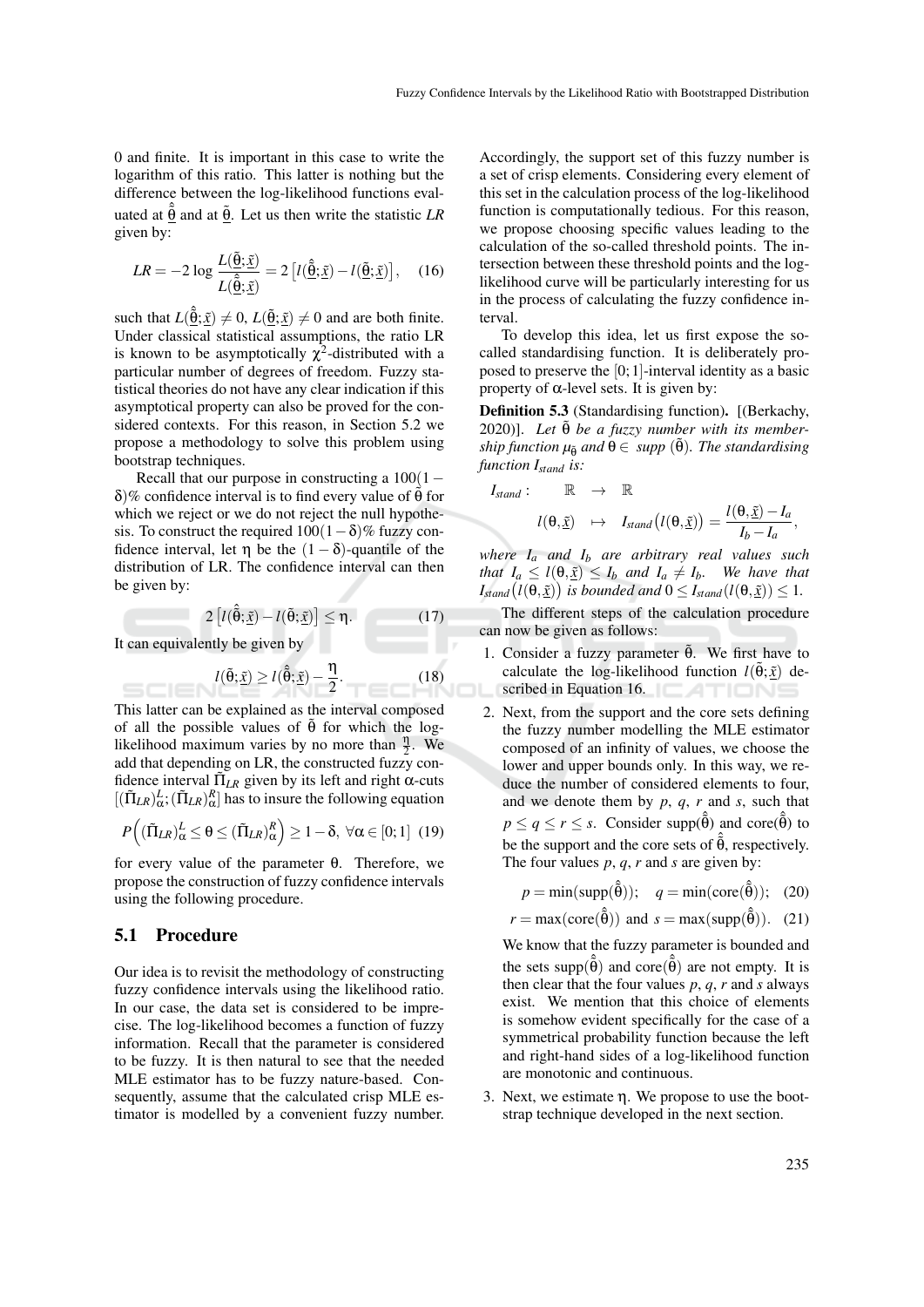0 and finite. It is important in this case to write the logarithm of this ratio. This latter is nothing but the difference between the log-likelihood functions evaluated at $\hat{\tilde{\theta}}$ and at $\tilde{\theta}$. Let us then write the statistic *LR* given by:

$$LR = -2\log \frac{L(\tilde{\theta};\underline{\tilde{x}})}{L(\hat{\tilde{\theta}};\underline{\tilde{x}})} = 2\left[l(\hat{\tilde{\theta}};\underline{\tilde{x}}) - l(\tilde{\theta};\underline{\tilde{x}})\right], \quad (16)$$

such that $L(\hat{\tilde{\theta}};\underline{\tilde{x}}) \neq 0$, $L(\tilde{\theta};\underline{\tilde{x}}) \neq 0$ and are both finite. Under classical statistical assumptions, the ratio LR is known to be asymptotically $\chi^2$-distributed with a particular number of degrees of freedom. Fuzzy statistical theories do not have any clear indication if this asymptotical property can also be proved for the considered contexts. For this reason, in Section 5.2 we propose a methodology to solve this problem using bootstrap techniques.

Recall that our purpose in constructing a $100(1-\delta)\%$ confidence interval is to find every value of $\tilde{\theta}$ for which we reject or we do not reject the null hypothesis. To construct the required $100(1-\delta)\%$ fuzzy confidence interval, let $\eta$ be the $(1-\delta)$-quantile of the distribution of LR. The confidence interval can then be given by:

$$2\left[l(\hat{\tilde{\theta}};\underline{\tilde{x}}) - l(\tilde{\theta};\underline{\tilde{x}})\right] \leq \eta. \quad (17)$$

It can equivalently be given by

$$l(\tilde{\theta};\underline{\tilde{x}}) \geq l(\hat{\tilde{\theta}};\underline{\tilde{x}}) - \frac{\eta}{2}. \quad (18)$$

This latter can be explained as the interval composed of all the possible values of $\tilde{\theta}$ for which the log-likelihood maximum varies by no more than $\frac{\eta}{2}$. We add that depending on LR, the constructed fuzzy confidence interval $\tilde{\Pi}_{LR}$ given by its left and right $\alpha$-cuts $[(\tilde{\Pi}_{LR})^L_\alpha; (\tilde{\Pi}_{LR})^R_\alpha]$ has to insure the following equation

$$P\Big((\tilde{\Pi}_{LR})^L_\alpha \leq \theta \leq (\tilde{\Pi}_{LR})^R_\alpha\Big) \geq 1-\delta, \ \forall\alpha \in [0;1] \quad (19)$$

for every value of the parameter $\theta$. Therefore, we propose the construction of fuzzy confidence intervals using the following procedure.

## 5.1 Procedure

Our idea is to revisit the methodology of constructing fuzzy confidence intervals using the likelihood ratio. In our case, the data set is considered to be imprecise. The log-likelihood becomes a function of fuzzy information. Recall that the parameter is considered to be fuzzy. It is then natural to see that the needed MLE estimator has to be fuzzy nature-based. Consequently, assume that the calculated crisp MLE estimator is modelled by a convenient fuzzy number. Accordingly, the support set of this fuzzy number is a set of crisp elements. Considering every element of this set in the calculation process of the log-likelihood function is computationally tedious. For this reason, we propose choosing specific values leading to the calculation of the so-called threshold points. The intersection between these threshold points and the log-likelihood curve will be particularly interesting for us in the process of calculating the fuzzy confidence interval.

To develop this idea, let us first expose the so-called standardising function. It is deliberately proposed to preserve the $[0;1]$-interval identity as a basic property of $\alpha$-level sets. It is given by:

**Definition 5.3** (Standardising function)**.** [(Berkachy, 2020)]. *Let $\tilde{\theta}$ be a fuzzy number with its membership function $\mu_{\tilde{\theta}}$ and $\theta \in$ supp $(\tilde{\theta})$. The standardising function $I_{stand}$ is:*

$$I_{stand}: \quad \mathbb{R} \rightarrow \mathbb{R}$$
$$l(\theta,\underline{\tilde{x}}) \mapsto I_{stand}\big(l(\theta,\underline{\tilde{x}})\big) = \frac{l(\theta,\underline{\tilde{x}}) - I_a}{I_b - I_a},$$

*where $I_a$ and $I_b$ are arbitrary real values such that $I_a \leq l(\theta,\underline{\tilde{x}}) \leq I_b$ and $I_a \neq I_b$. We have that $I_{stand}\big(l(\theta,\underline{\tilde{x}})\big)$ is bounded and $0 \leq I_{stand}(l(\theta,\underline{\tilde{x}})) \leq 1$.*

The different steps of the calculation procedure can now be given as follows:

1. Consider a fuzzy parameter $\tilde{\theta}$. We first have to calculate the log-likelihood function $l(\tilde{\theta};\underline{\tilde{x}})$ described in Equation 16.

2. Next, from the support and the core sets defining the fuzzy number modelling the MLE estimator composed of an infinity of values, we choose the lower and upper bounds only. In this way, we reduce the number of considered elements to four, and we denote them by $p$, $q$, $r$ and $s$, such that $p \leq q \leq r \leq s$. Consider supp$(\hat{\tilde{\theta}})$ and core$(\hat{\tilde{\theta}})$ to be the support and the core sets of $\hat{\tilde{\theta}}$, respectively. The four values $p$, $q$, $r$ and $s$ are given by:

$$p = \min(\text{supp}(\hat{\tilde{\theta}})); \quad q = \min(\text{core}(\hat{\tilde{\theta}})); \quad (20)$$

$$r = \max(\text{core}(\hat{\tilde{\theta}})) \text{ and } s = \max(\text{supp}(\hat{\tilde{\theta}})). \quad (21)$$

   We know that the fuzzy parameter is bounded and the sets supp$(\hat{\tilde{\theta}})$ and core$(\hat{\tilde{\theta}})$ are not empty. It is then clear that the four values $p$, $q$, $r$ and $s$ always exist. We mention that this choice of elements is somehow evident specifically for the case of a symmetrical probability function because the left and right-hand sides of a log-likelihood function are monotonic and continuous.

3. Next, we estimate $\eta$. We propose to use the bootstrap technique developed in the next section.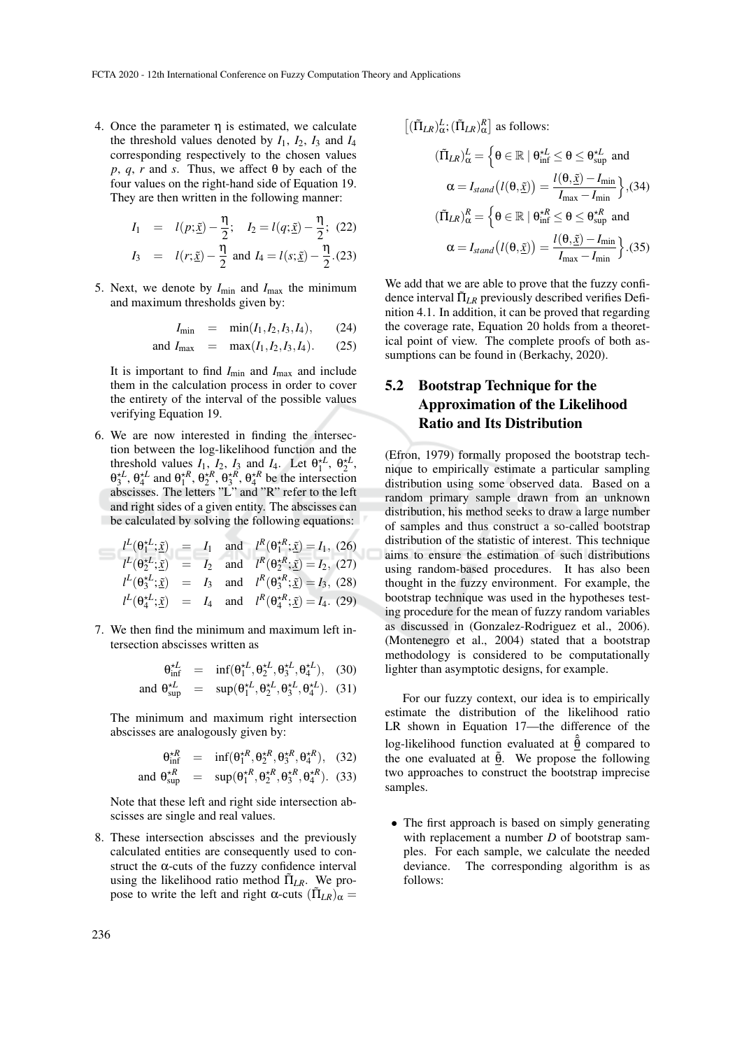4. Once the parameter $\eta$ is estimated, we calculate the threshold values denoted by $I_1$, $I_2$, $I_3$ and $I_4$ corresponding respectively to the chosen values $p$, $q$, $r$ and $s$. Thus, we affect $\theta$ by each of the four values on the right-hand side of Equation 19. They are then written in the following manner:

$$I_1 = l(p;\underline{\tilde{x}}) - \frac{\eta}{2}; \quad I_2 = l(q;\underline{\tilde{x}}) - \frac{\eta}{2}; \quad (22)$$

$$I_3 = l(r;\underline{\tilde{x}}) - \frac{\eta}{2} \text{ and } I_4 = l(s;\underline{\tilde{x}}) - \frac{\eta}{2}. \quad (23)$$

5. Next, we denote by $I_{\min}$ and $I_{\max}$ the minimum and maximum thresholds given by:

$$I_{\min} = \min(I_1, I_2, I_3, I_4), \quad (24)$$

$$\text{and } I_{\max} = \max(I_1, I_2, I_3, I_4). \quad (25)$$

It is important to find $I_{\min}$ and $I_{\max}$ and include them in the calculation process in order to cover the entirety of the interval of the possible values verifying Equation 19.

6. We are now interested in finding the intersection between the log-likelihood function and the threshold values $I_1$, $I_2$, $I_3$ and $I_4$. Let $\theta_1^{\star L}$, $\theta_2^{\star L}$, $\theta_3^{\star L}$, $\theta_4^{\star L}$ and $\theta_1^{\star R}$, $\theta_2^{\star R}$, $\theta_3^{\star R}$, $\theta_4^{\star R}$ be the intersection abscisses. The letters "L" and "R" refer to the left and right sides of a given entity. The abscisses can be calculated by solving the following equations:

$$l^L(\theta_1^{\star L};\underline{\tilde{x}}) = I_1 \quad \text{and} \quad l^R(\theta_1^{\star R};\underline{\tilde{x}}) = I_1, \quad (26)$$

$$l^L(\theta_2^{\star L};\underline{\tilde{x}}) = I_2 \quad \text{and} \quad l^R(\theta_2^{\star R};\underline{\tilde{x}}) = I_2, \quad (27)$$

$$l^L(\theta_3^{\star L};\underline{\tilde{x}}) = I_3 \quad \text{and} \quad l^R(\theta_3^{\star R};\underline{\tilde{x}}) = I_3, \quad (28)$$

$$l^L(\theta_4^{\star L};\underline{\tilde{x}}) = I_4 \quad \text{and} \quad l^R(\theta_4^{\star R};\underline{\tilde{x}}) = I_4. \quad (29)$$

7. We then find the minimum and maximum left intersection abscisses written as

$$\theta_{\inf}^{\star L} = \inf(\theta_1^{\star L}, \theta_2^{\star L}, \theta_3^{\star L}, \theta_4^{\star L}), \quad (30)$$

$$\text{and } \theta_{\sup}^{\star L} = \sup(\theta_1^{\star L}, \theta_2^{\star L}, \theta_3^{\star L}, \theta_4^{\star L}). \quad (31)$$

The minimum and maximum right intersection abscisses are analogously given by:

$$\theta_{\inf}^{\star R} = \inf(\theta_1^{\star R}, \theta_2^{\star R}, \theta_3^{\star R}, \theta_4^{\star R}), \quad (32)$$

$$\text{and } \theta_{\sup}^{\star R} = \sup(\theta_1^{\star R}, \theta_2^{\star R}, \theta_3^{\star R}, \theta_4^{\star R}). \quad (33)$$

Note that these left and right side intersection abscisses are single and real values.

8. These intersection abscisses and the previously calculated entities are consequently used to construct the $\alpha$-cuts of the fuzzy confidence interval using the likelihood ratio method $\tilde{\Pi}_{LR}$. We propose to write the left and right $\alpha$-cuts $(\tilde{\Pi}_{LR})_\alpha = \left[(\tilde{\Pi}_{LR})_\alpha^L; (\tilde{\Pi}_{LR})_\alpha^R\right]$ as follows:

$$(\tilde{\Pi}_{LR})_\alpha^L = \Big\{\theta \in \mathbb{R} \mid \theta_{\inf}^{\star L} \leq \theta \leq \theta_{\sup}^{\star L} \text{ and}$$
$$\alpha = I_{stand}\big(l(\theta,\underline{\tilde{x}})\big) = \frac{l(\theta,\underline{\tilde{x}}) - I_{\min}}{I_{\max} - I_{\min}}\Big\}, \quad (34)$$

$$(\tilde{\Pi}_{LR})_\alpha^R = \Big\{\theta \in \mathbb{R} \mid \theta_{\inf}^{\star R} \leq \theta \leq \theta_{\sup}^{\star R} \text{ and}$$
$$\alpha = I_{stand}\big(l(\theta,\underline{\tilde{x}})\big) = \frac{l(\theta,\underline{\tilde{x}}) - I_{\min}}{I_{\max} - I_{\min}}\Big\}. \quad (35)$$

We add that we are able to prove that the fuzzy confidence interval $\tilde{\Pi}_{LR}$ previously described verifies Definition 4.1. In addition, it can be proved that regarding the coverage rate, Equation 20 holds from a theoretical point of view. The complete proofs of both assumptions can be found in (Berkachy, 2020).

## 5.2 Bootstrap Technique for the Approximation of the Likelihood Ratio and Its Distribution

(Efron, 1979) formally proposed the bootstrap technique to empirically estimate a particular sampling distribution using some observed data. Based on a random primary sample drawn from an unknown distribution, his method seeks to draw a large number of samples and thus construct a so-called bootstrap distribution of the statistic of interest. This technique aims to ensure the estimation of such distributions using random-based procedures. It has also been thought in the fuzzy environment. For example, the bootstrap technique was used in the hypotheses testing procedure for the mean of fuzzy random variables as discussed in (Gonzalez-Rodriguez et al., 2006). (Montenegro et al., 2004) stated that a bootstrap methodology is considered to be computationally lighter than asymptotic designs, for example.

For our fuzzy context, our idea is to empirically estimate the distribution of the likelihood ratio LR shown in Equation 17—the difference of the log-likelihood function evaluated at $\hat{\tilde{\theta}}$ compared to the one evaluated at $\tilde{\theta}$. We propose the following two approaches to construct the bootstrap imprecise samples.

- The first approach is based on simply generating with replacement a number $D$ of bootstrap samples. For each sample, we calculate the needed deviance. The corresponding algorithm is as follows: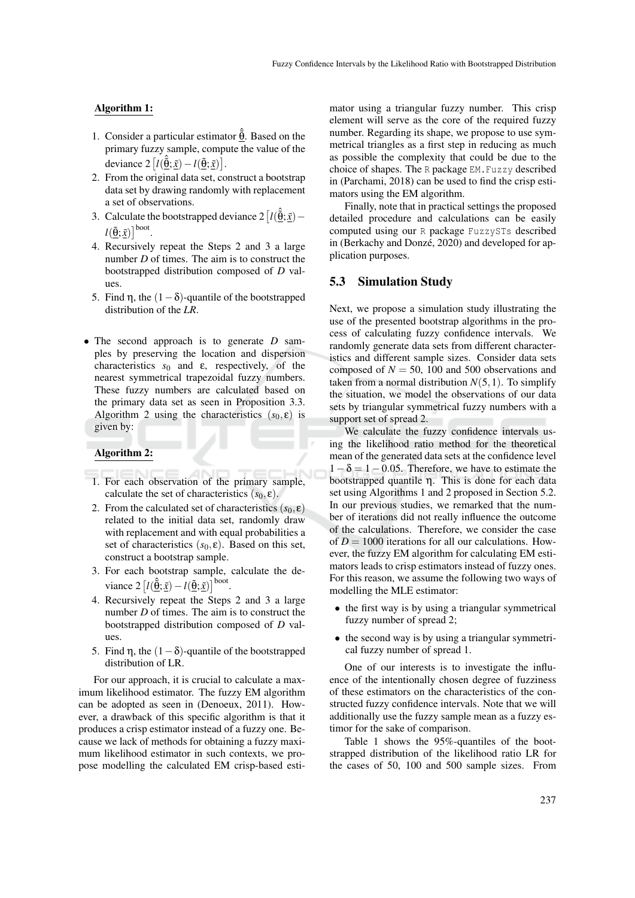**Algorithm 1:**

1. Consider a particular estimator $\hat{\underline{\tilde{\theta}}}$. Based on the primary fuzzy sample, compute the value of the deviance $2\left[l(\hat{\underline{\tilde{\theta}}};\underline{\tilde{x}}) - l(\underline{\tilde{\theta}};\underline{\tilde{x}})\right]$.
2. From the original data set, construct a bootstrap data set by drawing randomly with replacement a set of observations.
3. Calculate the bootstrapped deviance $2\left[l(\hat{\underline{\tilde{\theta}}};\underline{\tilde{x}}) - l(\underline{\tilde{\theta}};\underline{\tilde{x}})\right]^{\text{boot}}$.
4. Recursively repeat the Steps 2 and 3 a large number $D$ of times. The aim is to construct the bootstrapped distribution composed of $D$ values.
5. Find $\eta$, the $(1-\delta)$-quantile of the bootstrapped distribution of the *LR*.

- The second approach is to generate $D$ samples by preserving the location and dispersion characteristics $s_0$ and $\varepsilon$, respectively, of the nearest symmetrical trapezoidal fuzzy numbers. These fuzzy numbers are calculated based on the primary data set as seen in Proposition 3.3. Algorithm 2 using the characteristics $(s_0,\varepsilon)$ is given by:

**Algorithm 2:**

1. For each observation of the primary sample, calculate the set of characteristics $(s_0,\varepsilon)$.
2. From the calculated set of characteristics $(s_0,\varepsilon)$ related to the initial data set, randomly draw with replacement and with equal probabilities a set of characteristics $(s_0,\varepsilon)$. Based on this set, construct a bootstrap sample.
3. For each bootstrap sample, calculate the deviance $2\left[l(\hat{\underline{\tilde{\theta}}};\underline{\tilde{x}}) - l(\underline{\tilde{\theta}};\underline{\tilde{x}})\right]^{\text{boot}}$.
4. Recursively repeat the Steps 2 and 3 a large number $D$ of times. The aim is to construct the bootstrapped distribution composed of $D$ values.
5. Find $\eta$, the $(1-\delta)$-quantile of the bootstrapped distribution of LR.

For our approach, it is crucial to calculate a maximum likelihood estimator. The fuzzy EM algorithm can be adopted as seen in (Denoeux, 2011). However, a drawback of this specific algorithm is that it produces a crisp estimator instead of a fuzzy one. Because we lack of methods for obtaining a fuzzy maximum likelihood estimator in such contexts, we propose modelling the calculated EM crisp-based estimator using a triangular fuzzy number. This crisp element will serve as the core of the required fuzzy number. Regarding its shape, we propose to use symmetrical triangles as a first step in reducing as much as possible the complexity that could be due to the choice of shapes. The `R` package `EM.Fuzzy` described in (Parchami, 2018) can be used to find the crisp estimators using the EM algorithm.

Finally, note that in practical settings the proposed detailed procedure and calculations can be easily computed using our `R` package `FuzzySTs` described in (Berkachy and Donzé, 2020) and developed for application purposes.

### 5.3 Simulation Study

Next, we propose a simulation study illustrating the use of the presented bootstrap algorithms in the process of calculating fuzzy confidence intervals. We randomly generate data sets from different characteristics and different sample sizes. Consider data sets composed of $N = 50$, 100 and 500 observations and taken from a normal distribution $N(5,1)$. To simplify the situation, we model the observations of our data sets by triangular symmetrical fuzzy numbers with a support set of spread 2.

We calculate the fuzzy confidence intervals using the likelihood ratio method for the theoretical mean of the generated data sets at the confidence level $1-\delta = 1-0.05$. Therefore, we have to estimate the bootstrapped quantile $\eta$. This is done for each data set using Algorithms 1 and 2 proposed in Section 5.2. In our previous studies, we remarked that the number of iterations did not really influence the outcome of the calculations. Therefore, we consider the case of $D = 1000$ iterations for all our calculations. However, the fuzzy EM algorithm for calculating EM estimators leads to crisp estimators instead of fuzzy ones. For this reason, we assume the following two ways of modelling the MLE estimator:

- the first way is by using a triangular symmetrical fuzzy number of spread 2;
- the second way is by using a triangular symmetrical fuzzy number of spread 1.

One of our interests is to investigate the influence of the intentionally chosen degree of fuzziness of these estimators on the characteristics of the constructed fuzzy confidence intervals. Note that we will additionally use the fuzzy sample mean as a fuzzy estimor for the sake of comparison.

Table 1 shows the 95%-quantiles of the bootstrapped distribution of the likelihood ratio LR for the cases of 50, 100 and 500 sample sizes. From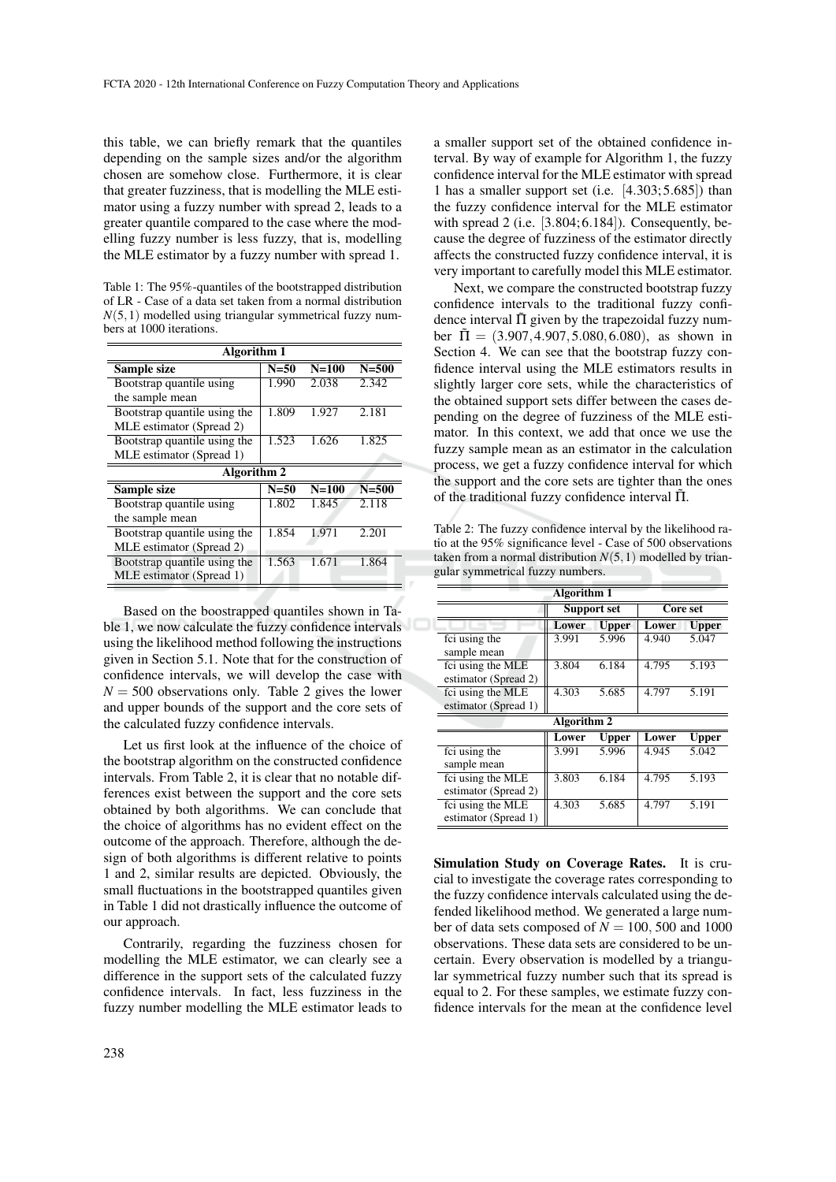this table, we can briefly remark that the quantiles depending on the sample sizes and/or the algorithm chosen are somehow close. Furthermore, it is clear that greater fuzziness, that is modelling the MLE estimator using a fuzzy number with spread 2, leads to a greater quantile compared to the case where the modelling fuzzy number is less fuzzy, that is, modelling the MLE estimator by a fuzzy number with spread 1.

Table 1: The 95%-quantiles of the bootstrapped distribution of LR - Case of a data set taken from a normal distribution $N(5,1)$ modelled using triangular symmetrical fuzzy numbers at 1000 iterations.

| **Algorithm 1** | | | |
|---|---|---|---|
| **Sample size** | **N=50** | **N=100** | **N=500** |
| Bootstrap quantile using the sample mean | 1.990 | 2.038 | 2.342 |
| Bootstrap quantile using the MLE estimator (Spread 2) | 1.809 | 1.927 | 2.181 |
| Bootstrap quantile using the MLE estimator (Spread 1) | 1.523 | 1.626 | 1.825 |
| **Algorithm 2** | | | |
| **Sample size** | **N=50** | **N=100** | **N=500** |
| Bootstrap quantile using the sample mean | 1.802 | 1.845 | 2.118 |
| Bootstrap quantile using the MLE estimator (Spread 2) | 1.854 | 1.971 | 2.201 |
| Bootstrap quantile using the MLE estimator (Spread 1) | 1.563 | 1.671 | 1.864 |

Based on the boostrapped quantiles shown in Table 1, we now calculate the fuzzy confidence intervals using the likelihood method following the instructions given in Section 5.1. Note that for the construction of confidence intervals, we will develop the case with $N = 500$ observations only. Table 2 gives the lower and upper bounds of the support and the core sets of the calculated fuzzy confidence intervals.

Let us first look at the influence of the choice of the bootstrap algorithm on the constructed confidence intervals. From Table 2, it is clear that no notable differences exist between the support and the core sets obtained by both algorithms. We can conclude that the choice of algorithms has no evident effect on the outcome of the approach. Therefore, although the design of both algorithms is different relative to points 1 and 2, similar results are depicted. Obviously, the small fluctuations in the bootstrapped quantiles given in Table 1 did not drastically influence the outcome of our approach.

Contrarily, regarding the fuzziness chosen for modelling the MLE estimator, we can clearly see a difference in the support sets of the calculated fuzzy confidence intervals. In fact, less fuzziness in the fuzzy number modelling the MLE estimator leads to a smaller support set of the obtained confidence interval. By way of example for Algorithm 1, the fuzzy confidence interval for the MLE estimator with spread 1 has a smaller support set (i.e. $[4.303; 5.685]$) than the fuzzy confidence interval for the MLE estimator with spread 2 (i.e. $[3.804; 6.184]$). Consequently, because the degree of fuzziness of the estimator directly affects the constructed fuzzy confidence interval, it is very important to carefully model this MLE estimator.

Next, we compare the constructed bootstrap fuzzy confidence intervals to the traditional fuzzy confidence interval $\tilde{\Pi}$ given by the trapezoidal fuzzy number $\tilde{\Pi} = (3.907, 4.907, 5.080, 6.080)$, as shown in Section 4. We can see that the bootstrap fuzzy confidence interval using the MLE estimators results in slightly larger core sets, while the characteristics of the obtained support sets differ between the cases depending on the degree of fuzziness of the MLE estimator. In this context, we add that once we use the fuzzy sample mean as an estimator in the calculation process, we get a fuzzy confidence interval for which the support and the core sets are tighter than the ones of the traditional fuzzy confidence interval $\tilde{\Pi}$.

Table 2: The fuzzy confidence interval by the likelihood ratio at the 95% significance level - Case of 500 observations taken from a normal distribution $N(5,1)$ modelled by triangular symmetrical fuzzy numbers.

| **Algorithm 1** | | | | |
|---|---|---|---|---|
| | **Support set** | | **Core set** | |
| | **Lower** | **Upper** | **Lower** | **Upper** |
| fci using the sample mean | 3.991 | 5.996 | 4.940 | 5.047 |
| fci using the MLE estimator (Spread 2) | 3.804 | 6.184 | 4.795 | 5.193 |
| fci using the MLE estimator (Spread 1) | 4.303 | 5.685 | 4.797 | 5.191 |
| **Algorithm 2** | | | | |
| | **Lower** | **Upper** | **Lower** | **Upper** |
| fci using the sample mean | 3.991 | 5.996 | 4.945 | 5.042 |
| fci using the MLE estimator (Spread 2) | 3.803 | 6.184 | 4.795 | 5.193 |
| fci using the MLE estimator (Spread 1) | 4.303 | 5.685 | 4.797 | 5.191 |

**Simulation Study on Coverage Rates.** It is crucial to investigate the coverage rates corresponding to the fuzzy confidence intervals calculated using the defended likelihood method. We generated a large number of data sets composed of $N = 100$, 500 and 1000 observations. These data sets are considered to be uncertain. Every observation is modelled by a triangular symmetrical fuzzy number such that its spread is equal to 2. For these samples, we estimate fuzzy confidence intervals for the mean at the confidence level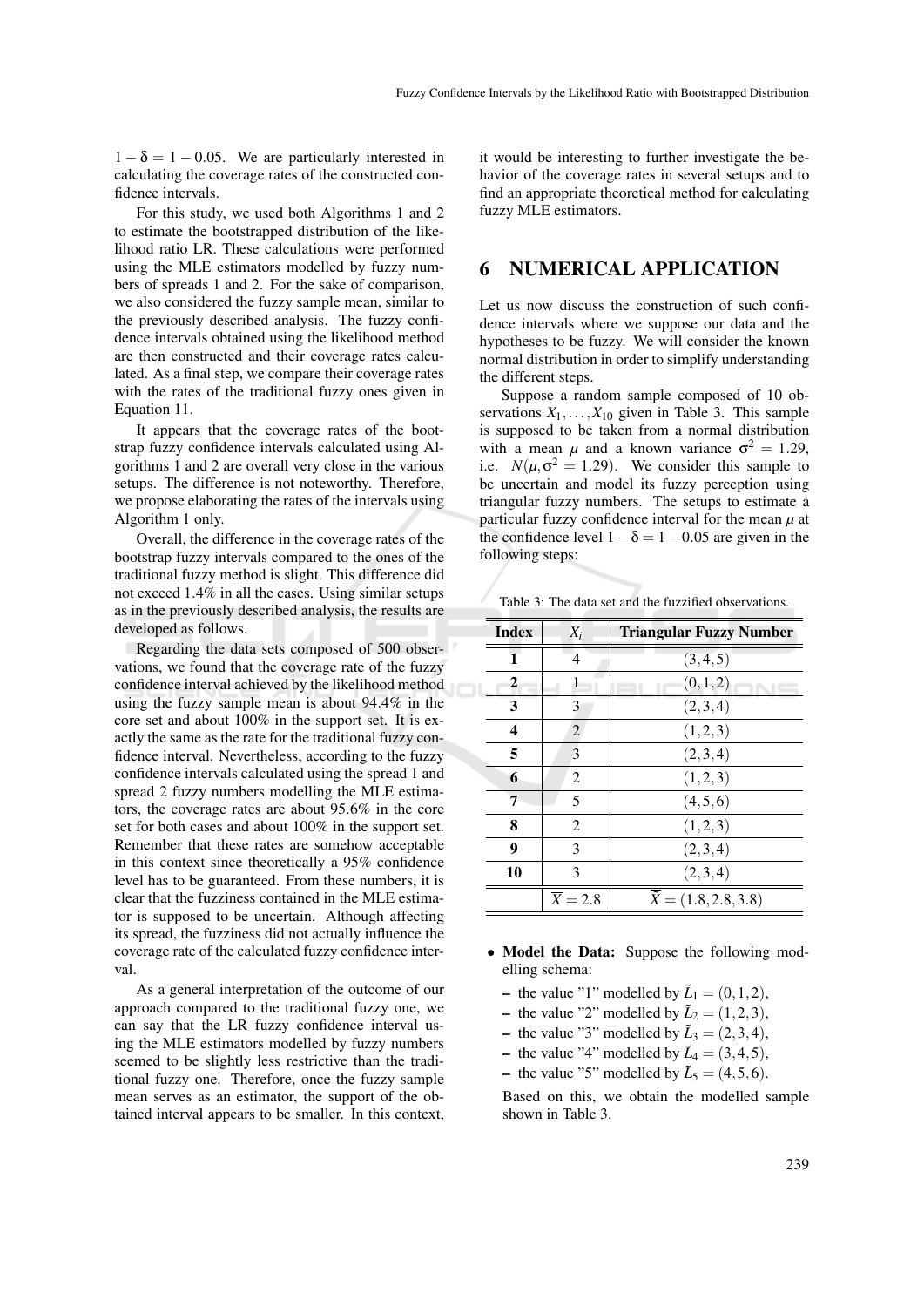$1 - \delta = 1 - 0.05$. We are particularly interested in calculating the coverage rates of the constructed confidence intervals.

For this study, we used both Algorithms 1 and 2 to estimate the bootstrapped distribution of the likelihood ratio LR. These calculations were performed using the MLE estimators modelled by fuzzy numbers of spreads 1 and 2. For the sake of comparison, we also considered the fuzzy sample mean, similar to the previously described analysis. The fuzzy confidence intervals obtained using the likelihood method are then constructed and their coverage rates calculated. As a final step, we compare their coverage rates with the rates of the traditional fuzzy ones given in Equation 11.

It appears that the coverage rates of the bootstrap fuzzy confidence intervals calculated using Algorithms 1 and 2 are overall very close in the various setups. The difference is not noteworthy. Therefore, we propose elaborating the rates of the intervals using Algorithm 1 only.

Overall, the difference in the coverage rates of the bootstrap fuzzy intervals compared to the ones of the traditional fuzzy method is slight. This difference did not exceed 1.4% in all the cases. Using similar setups as in the previously described analysis, the results are developed as follows.

Regarding the data sets composed of 500 observations, we found that the coverage rate of the fuzzy confidence interval achieved by the likelihood method using the fuzzy sample mean is about 94.4% in the core set and about 100% in the support set. It is exactly the same as the rate for the traditional fuzzy confidence interval. Nevertheless, according to the fuzzy confidence intervals calculated using the spread 1 and spread 2 fuzzy numbers modelling the MLE estimators, the coverage rates are about 95.6% in the core set for both cases and about 100% in the support set. Remember that these rates are somehow acceptable in this context since theoretically a 95% confidence level has to be guaranteed. From these numbers, it is clear that the fuzziness contained in the MLE estimator is supposed to be uncertain. Although affecting its spread, the fuzziness did not actually influence the coverage rate of the calculated fuzzy confidence interval.

As a general interpretation of the outcome of our approach compared to the traditional fuzzy one, we can say that the LR fuzzy confidence interval using the MLE estimators modelled by fuzzy numbers seemed to be slightly less restrictive than the traditional fuzzy one. Therefore, once the fuzzy sample mean serves as an estimator, the support of the obtained interval appears to be smaller. In this context, it would be interesting to further investigate the behavior of the coverage rates in several setups and to find an appropriate theoretical method for calculating fuzzy MLE estimators.

## 6 NUMERICAL APPLICATION

Let us now discuss the construction of such confidence intervals where we suppose our data and the hypotheses to be fuzzy. We will consider the known normal distribution in order to simplify understanding the different steps.

Suppose a random sample composed of 10 observations $X_1, \ldots, X_{10}$ given in Table 3. This sample is supposed to be taken from a normal distribution with a mean $\mu$ and a known variance $\sigma^2 = 1.29$, i.e. $N(\mu, \sigma^2 = 1.29)$. We consider this sample to be uncertain and model its fuzzy perception using triangular fuzzy numbers. The setups to estimate a particular fuzzy confidence interval for the mean $\mu$ at the confidence level $1 - \delta = 1 - 0.05$ are given in the following steps:

Table 3: The data set and the fuzzified observations.

| Index | $X_i$ | Triangular Fuzzy Number |
|---|---|---|
| 1 | 4 | $(3,4,5)$ |
| 2 | 1 | $(0,1,2)$ |
| 3 | 3 | $(2,3,4)$ |
| 4 | 2 | $(1,2,3)$ |
| 5 | 3 | $(2,3,4)$ |
| 6 | 2 | $(1,2,3)$ |
| 7 | 5 | $(4,5,6)$ |
| 8 | 2 | $(1,2,3)$ |
| 9 | 3 | $(2,3,4)$ |
| 10 | 3 | $(2,3,4)$ |
| | $\overline{X} = 2.8$ | $\overline{\tilde{X}} = (1.8, 2.8, 3.8)$ |

- **Model the Data:** Suppose the following modelling schema:
  - the value "1" modelled by $\tilde{L}_1 = (0,1,2)$,
  - the value "2" modelled by $\tilde{L}_2 = (1,2,3)$,
  - the value "3" modelled by $\tilde{L}_3 = (2,3,4)$,
  - the value "4" modelled by $\tilde{L}_4 = (3,4,5)$,
  - the value "5" modelled by $\tilde{L}_5 = (4,5,6)$.

  Based on this, we obtain the modelled sample shown in Table 3.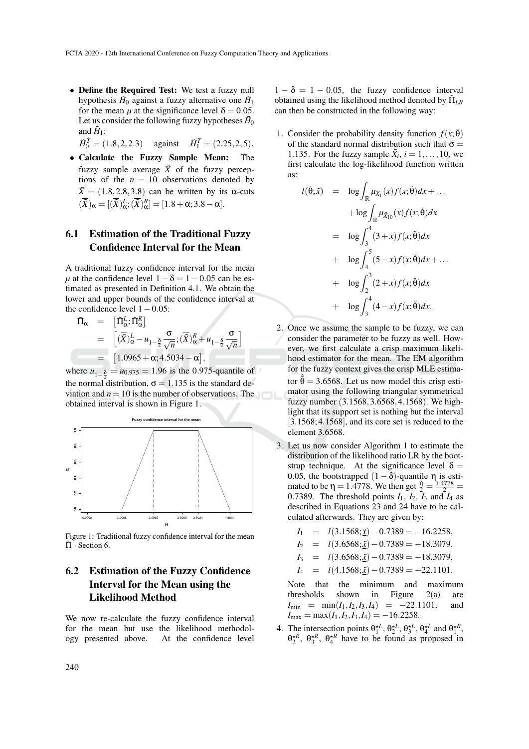- **Define the Required Test:** We test a fuzzy null hypothesis $\tilde{H}_0$ against a fuzzy alternative one $\tilde{H}_1$ for the mean $\mu$ at the significance level $\delta = 0.05$. Let us consider the following fuzzy hypotheses $\tilde{H}_0$ and $\tilde{H}_1$:

  $\tilde{H}_0^T = (1.8, 2, 2.3)$ against $\tilde{H}_1^T = (2.25, 2, 5)$.
- **Calculate the Fuzzy Sample Mean:** The fuzzy sample average $\overline{\tilde{X}}$ of the fuzzy perceptions of the $n = 10$ observations denoted by $\overline{\tilde{X}} = (1.8, 2.8, 3.8)$ can be written by its $\alpha$-cuts $(\overline{\tilde{X}})_\alpha = [(\overline{\tilde{X}})^L_\alpha; (\overline{\tilde{X}})^R_\alpha] = [1.8+\alpha; 3.8-\alpha]$.

## 6.1 Estimation of the Traditional Fuzzy Confidence Interval for the Mean

A traditional fuzzy confidence interval for the mean $\mu$ at the confidence level $1-\delta = 1-0.05$ can be estimated as presented in Definition 4.1. We obtain the lower and upper bounds of the confidence interval at the confidence level $1-0.05$:

$$
\begin{aligned}
\tilde{\Pi}_\alpha &= \left[\tilde{\Pi}^L_\alpha; \tilde{\Pi}^R_\alpha\right] \\
&= \left[(\overline{\tilde{X}})^L_\alpha - u_{1-\frac{\delta}{2}} \frac{\sigma}{\sqrt{n}}; (\overline{\tilde{X}})^R_\alpha + u_{1-\frac{\delta}{2}} \frac{\sigma}{\sqrt{n}}\right] \\
&= \left[1.0965 + \alpha; 4.5034 - \alpha\right],
\end{aligned}
$$

where $u_{1-\frac{\delta}{2}} = u_{0.975} = 1.96$ is the 0.975-quantile of the normal distribution, $\sigma = 1.135$ is the standard deviation and $n = 10$ is the number of observations. The obtained interval is shown in Figure 1.

Figure 1: Traditional fuzzy confidence interval for the mean $\tilde{\Pi}$ - Section 6.

## 6.2 Estimation of the Fuzzy Confidence Interval for the Mean using the Likelihood Method

We now re-calculate the fuzzy confidence interval for the mean but use the likelihood methodology presented above. At the confidence level $1-\delta = 1-0.05$, the fuzzy confidence interval obtained using the likelihood method denoted by $\tilde{\Pi}_{LR}$ can then be constructed in the following way:

1. Consider the probability density function $f(x;\tilde{\theta})$ of the standard normal distribution such that $\sigma = 1.135$. For the fuzzy sample $\tilde{X}_i$, $i = 1, \ldots, 10$, we first calculate the log-likelihood function written as:

$$
\begin{aligned}
l(\tilde{\theta}; \underline{\tilde{x}}) &= \log \int_{\mathbb{R}} \mu_{\tilde{X}_1}(x) f(x;\tilde{\theta}) dx + \ldots \\
&\quad + \log \int_{\mathbb{R}} \mu_{\tilde{X}_{10}}(x) f(x;\tilde{\theta}) dx \\
&= \log \int_3^4 (3+x) f(x;\tilde{\theta}) dx \\
&+ \log \int_4^5 (5-x) f(x;\tilde{\theta}) dx + \ldots \\
&+ \log \int_2^3 (2+x) f(x;\tilde{\theta}) dx \\
&+ \log \int_3^4 (4-x) f(x;\tilde{\theta}) dx.
\end{aligned}
$$

2. Once we assume the sample to be fuzzy, we can consider the parameter to be fuzzy as well. However, we first calculate a crisp maximum likelihood estimator for the mean. The EM algorithm for the fuzzy context gives the crisp MLE estimator $\hat{\tilde{\theta}} = 3.6568$. Let us now model this crisp estimator using the following triangular symmetrical fuzzy number $(3.1568, 3.6568, 4.1568)$. We highlight that its support set is nothing but the interval $[3.1568; 4.1568]$, and its core set is reduced to the element 3.6568.

3. Let us now consider Algorithm 1 to estimate the distribution of the likelihood ratio LR by the bootstrap technique. At the significance level $\delta = 0.05$, the bootstrapped $(1-\delta)$-quantile $\eta$ is estimated to be $\eta = 1.4778$. We then get $\frac{\eta}{2} = \frac{1.4778}{2} = 0.7389$. The threshold points $I_1$, $I_2$, $I_3$ and $I_4$ as described in Equations 23 and 24 have to be calculated afterwards. They are given by:

$$
\begin{aligned}
I_1 &= l(3.1568; \underline{\tilde{x}}) - 0.7389 = -16.2258, \\
I_2 &= l(3.6568; \underline{\tilde{x}}) - 0.7389 = -18.3079, \\
I_3 &= l(3.6568; \underline{\tilde{x}}) - 0.7389 = -18.3079, \\
I_4 &= l(4.1568; \underline{\tilde{x}}) - 0.7389 = -22.1101.
\end{aligned}
$$

   Note that the minimum and maximum thresholds shown in Figure 2(a) are $I_{\min} = \min(I_1, I_2, I_3, I_4) = -22.1101$, and $I_{\max} = \max(I_1, I_2, I_3, I_4) = -16.2258$.

4. The intersection points $\theta^{\star L}_1$, $\theta^{\star L}_2$, $\theta^{\star L}_3$, $\theta^{\star L}_4$ and $\theta^{\star R}_1$, $\theta^{\star R}_2$, $\theta^{\star R}_3$, $\theta^{\star R}_4$ have to be found as proposed in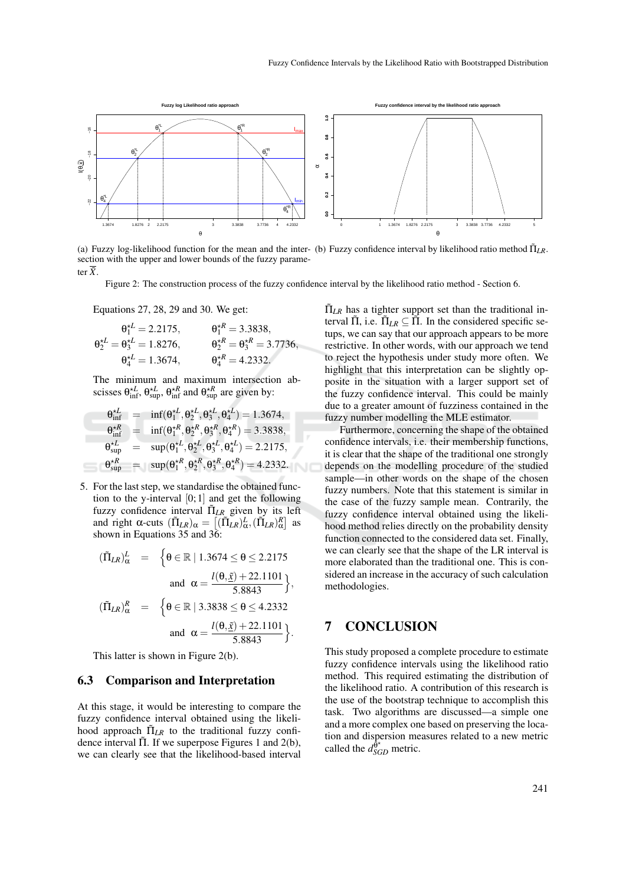(a) Fuzzy log-likelihood function for the mean and the intersection with the upper and lower bounds of the fuzzy parameter $\overline{\tilde{X}}$.

(b) Fuzzy confidence interval by likelihood ratio method $\tilde{\Pi}_{LR}$.

Figure 2: The construction process of the fuzzy confidence interval by the likelihood ratio method - Section 6.

Equations 27, 28, 29 and 30. We get:

$$\theta_1^{\star L} = 2.2175, \qquad \theta_1^{\star R} = 3.3838,$$
$$\theta_2^{\star L} = \theta_3^{\star L} = 1.8276, \qquad \theta_2^{\star R} = \theta_3^{\star R} = 3.7736,$$
$$\theta_4^{\star L} = 1.3674, \qquad \theta_4^{\star R} = 4.2332.$$

The minimum and maximum intersection abscisses $\theta_{\inf}^{\star L}$, $\theta_{\sup}^{\star L}$, $\theta_{\inf}^{\star R}$ and $\theta_{\sup}^{\star R}$ are given by:

$$\theta_{\inf}^{\star L} = \inf(\theta_1^{\star L}, \theta_2^{\star L}, \theta_3^{\star L}, \theta_4^{\star L}) = 1.3674,$$
$$\theta_{\inf}^{\star R} = \inf(\theta_1^{\star R}, \theta_2^{\star R}, \theta_3^{\star R}, \theta_4^{\star R}) = 3.3838,$$
$$\theta_{\sup}^{\star L} = \sup(\theta_1^{\star L}, \theta_2^{\star L}, \theta_3^{\star L}, \theta_4^{\star L}) = 2.2175,$$
$$\theta_{\sup}^{\star R} = \sup(\theta_1^{\star R}, \theta_2^{\star R}, \theta_3^{\star R}, \theta_4^{\star R}) = 4.2332.$$

5. For the last step, we standardise the obtained function to the y-interval $[0;1]$ and get the following fuzzy confidence interval $\tilde{\Pi}_{LR}$ given by its left and right $\alpha$-cuts $(\tilde{\Pi}_{LR})_\alpha = \left[(\tilde{\Pi}_{LR})_\alpha^L, (\tilde{\Pi}_{LR})_\alpha^R\right]$ as shown in Equations 35 and 36:

$$(\tilde{\Pi}_{LR})_\alpha^L = \Big\{\theta \in \mathbb{R} \mid 1.3674 \leq \theta \leq 2.2175 \text{ and } \alpha = \frac{l(\theta,\tilde{x}) + 22.1101}{5.8843}\Big\},$$

$$(\tilde{\Pi}_{LR})_\alpha^R = \Big\{\theta \in \mathbb{R} \mid 3.3838 \leq \theta \leq 4.2332 \text{ and } \alpha = \frac{l(\theta,\tilde{x}) + 22.1101}{5.8843}\Big\}.$$

This latter is shown in Figure 2(b).

### 6.3 Comparison and Interpretation

At this stage, it would be interesting to compare the fuzzy confidence interval obtained using the likelihood approach $\tilde{\Pi}_{LR}$ to the traditional fuzzy confidence interval $\tilde{\Pi}$. If we superpose Figures 1 and 2(b), we can clearly see that the likelihood-based interval $\tilde{\Pi}_{LR}$ has a tighter support set than the traditional interval $\tilde{\Pi}$, i.e. $\tilde{\Pi}_{LR} \subseteq \tilde{\Pi}$. In the considered specific setups, we can say that our approach appears to be more restrictive. In other words, with our approach we tend to reject the hypothesis under study more often. We highlight that this interpretation can be slightly opposite in the situation with a larger support set of the fuzzy confidence interval. This could be mainly due to a greater amount of fuzziness contained in the fuzzy number modelling the MLE estimator.

Furthermore, concerning the shape of the obtained confidence intervals, i.e. their membership functions, it is clear that the shape of the traditional one strongly depends on the modelling procedure of the studied sample—in other words on the shape of the chosen fuzzy numbers. Note that this statement is similar in the case of the fuzzy sample mean. Contrarily, the fuzzy confidence interval obtained using the likelihood method relies directly on the probability density function connected to the considered data set. Finally, we can clearly see that the shape of the LR interval is more elaborated than the traditional one. This is considered an increase in the accuracy of such calculation methodologies.

## 7 CONCLUSION

This study proposed a complete procedure to estimate fuzzy confidence intervals using the likelihood ratio method. This required estimating the distribution of the likelihood ratio. A contribution of this research is the use of the bootstrap technique to accomplish this task. Two algorithms are discussed—a simple one and a more complex one based on preserving the location and dispersion measures related to a new metric called the $d_{SGD}^{\theta^\star}$ metric.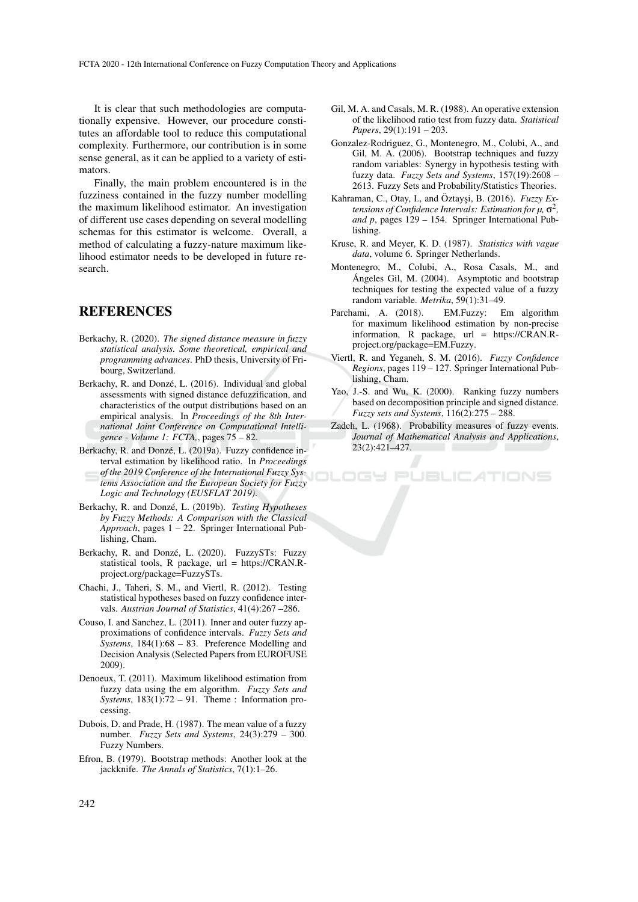It is clear that such methodologies are computationally expensive. However, our procedure constitutes an affordable tool to reduce this computational complexity. Furthermore, our contribution is in some sense general, as it can be applied to a variety of estimators.

Finally, the main problem encountered is in the fuzziness contained in the fuzzy number modelling the maximum likelihood estimator. An investigation of different use cases depending on several modelling schemas for this estimator is welcome. Overall, a method of calculating a fuzzy-nature maximum likelihood estimator needs to be developed in future research.

## REFERENCES

Berkachy, R. (2020). *The signed distance measure in fuzzy statistical analysis. Some theoretical, empirical and programming advances*. PhD thesis, University of Fribourg, Switzerland.

Berkachy, R. and Donzé, L. (2016). Individual and global assessments with signed distance defuzzification, and characteristics of the output distributions based on an empirical analysis. In *Proceedings of the 8th International Joint Conference on Computational Intelligence - Volume 1: FCTA,*, pages 75 – 82.

Berkachy, R. and Donzé, L. (2019a). Fuzzy confidence interval estimation by likelihood ratio. In *Proceedings of the 2019 Conference of the International Fuzzy Systems Association and the European Society for Fuzzy Logic and Technology (EUSFLAT 2019)*.

Berkachy, R. and Donzé, L. (2019b). *Testing Hypotheses by Fuzzy Methods: A Comparison with the Classical Approach*, pages 1 – 22. Springer International Publishing, Cham.

Berkachy, R. and Donzé, L. (2020). FuzzySTs: Fuzzy statistical tools, R package, url = https://CRAN.R-project.org/package=FuzzySTs.

Chachi, J., Taheri, S. M., and Viertl, R. (2012). Testing statistical hypotheses based on fuzzy confidence intervals. *Austrian Journal of Statistics*, 41(4):267 –286.

Couso, I. and Sanchez, L. (2011). Inner and outer fuzzy approximations of confidence intervals. *Fuzzy Sets and Systems*, 184(1):68 – 83. Preference Modelling and Decision Analysis (Selected Papers from EUROFUSE 2009).

Denoeux, T. (2011). Maximum likelihood estimation from fuzzy data using the em algorithm. *Fuzzy Sets and Systems*, 183(1):72 – 91. Theme : Information processing.

Dubois, D. and Prade, H. (1987). The mean value of a fuzzy number. *Fuzzy Sets and Systems*, 24(3):279 – 300. Fuzzy Numbers.

Efron, B. (1979). Bootstrap methods: Another look at the jackknife. *The Annals of Statistics*, 7(1):1–26.

Gil, M. A. and Casals, M. R. (1988). An operative extension of the likelihood ratio test from fuzzy data. *Statistical Papers*, 29(1):191 – 203.

Gonzalez-Rodriguez, G., Montenegro, M., Colubi, A., and Gil, M. A. (2006). Bootstrap techniques and fuzzy random variables: Synergy in hypothesis testing with fuzzy data. *Fuzzy Sets and Systems*, 157(19):2608 – 2613. Fuzzy Sets and Probability/Statistics Theories.

Kahraman, C., Otay, I., and Öztayşi, B. (2016). *Fuzzy Extensions of Confidence Intervals: Estimation for μ, $\sigma^2$, and p*, pages 129 – 154. Springer International Publishing.

Kruse, R. and Meyer, K. D. (1987). *Statistics with vague data*, volume 6. Springer Netherlands.

Montenegro, M., Colubi, A., Rosa Casals, M., and Ángeles Gil, M. (2004). Asymptotic and bootstrap techniques for testing the expected value of a fuzzy random variable. *Metrika*, 59(1):31–49.

Parchami, A. (2018). EM.Fuzzy: Em algorithm for maximum likelihood estimation by non-precise information, R package, url = https://CRAN.R-project.org/package=EM.Fuzzy.

Viertl, R. and Yeganeh, S. M. (2016). *Fuzzy Confidence Regions*, pages 119 – 127. Springer International Publishing, Cham.

Yao, J.-S. and Wu, K. (2000). Ranking fuzzy numbers based on decomposition principle and signed distance. *Fuzzy sets and Systems*, 116(2):275 – 288.

Zadeh, L. (1968). Probability measures of fuzzy events. *Journal of Mathematical Analysis and Applications*, 23(2):421–427.